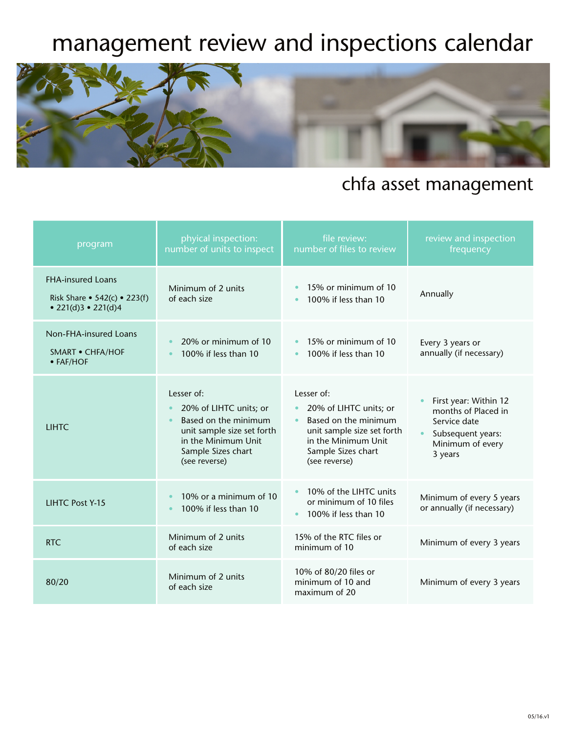# management review and inspections calendar

## chfa asset management

| program | phyical inspection: number of units to inspect | file review: number of files to review | review and inspection frequency |
|---|---|---|---|
| FHA-insured Loans<br>Risk Share • 542(c) • 223(f) • 221(d)3 • 221(d)4 | Minimum of 2 units of each size | • 15% or minimum of 10<br>• 100% if less than 10 | Annually |
| Non-FHA-insured Loans<br>SMART • CHFA/HOF • FAF/HOF | • 20% or minimum of 10<br>• 100% if less than 10 | • 15% or minimum of 10<br>• 100% if less than 10 | Every 3 years or annually (if necessary) |
| LIHTC | Lesser of:<br>• 20% of LIHTC units; or<br>• Based on the minimum unit sample size set forth in the Minimum Unit Sample Sizes chart (see reverse) | Lesser of:<br>• 20% of LIHTC units; or<br>• Based on the minimum unit sample size set forth in the Minimum Unit Sample Sizes chart (see reverse) | • First year: Within 12 months of Placed in Service date<br>• Subsequent years: Minimum of every 3 years |
| LIHTC Post Y-15 | • 10% or a minimum of 10<br>• 100% if less than 10 | • 10% of the LIHTC units or minimum of 10 files<br>• 100% if less than 10 | Minimum of every 5 years or annually (if necessary) |
| RTC | Minimum of 2 units of each size | 15% of the RTC files or minimum of 10 | Minimum of every 3 years |
| 80/20 | Minimum of 2 units of each size | 10% of 80/20 files or minimum of 10 and maximum of 20 | Minimum of every 3 years |

05/16.v1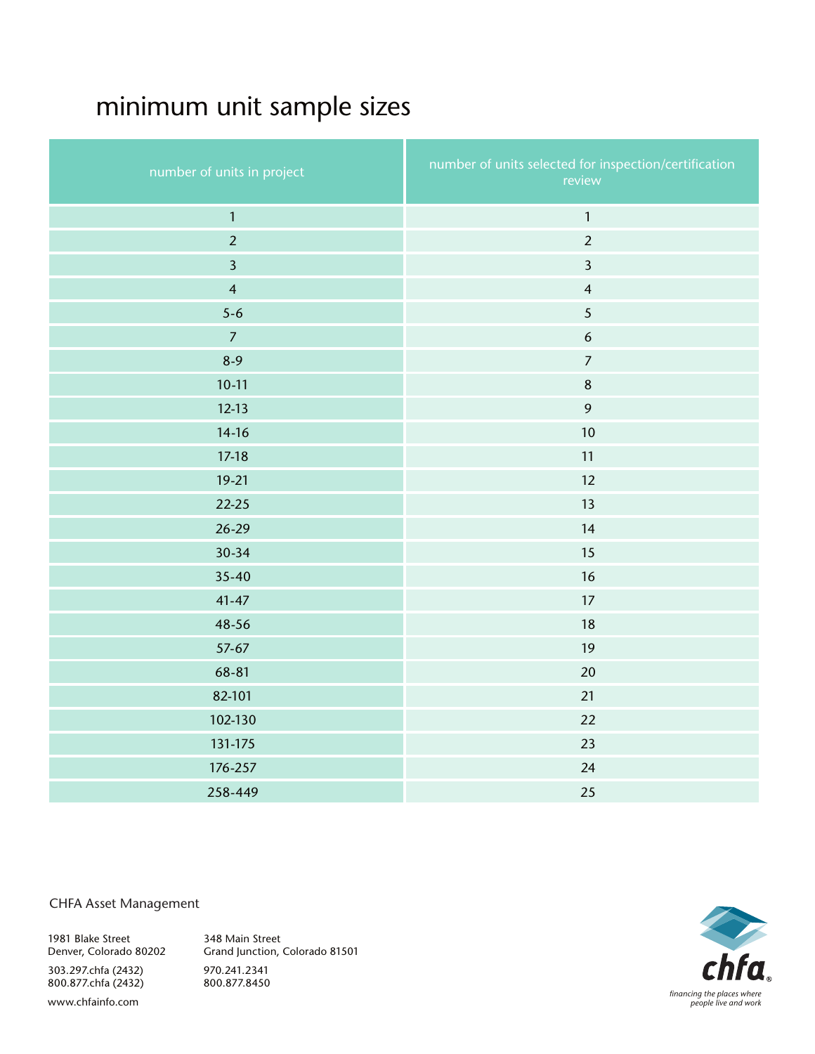# minimum unit sample sizes

| number of units in project | number of units selected for inspection/certification review |
|---|---|
| 1 | 1 |
| 2 | 2 |
| 3 | 3 |
| 4 | 4 |
| 5-6 | 5 |
| 7 | 6 |
| 8-9 | 7 |
| 10-11 | 8 |
| 12-13 | 9 |
| 14-16 | 10 |
| 17-18 | 11 |
| 19-21 | 12 |
| 22-25 | 13 |
| 26-29 | 14 |
| 30-34 | 15 |
| 35-40 | 16 |
| 41-47 | 17 |
| 48-56 | 18 |
| 57-67 | 19 |
| 68-81 | 20 |
| 82-101 | 21 |
| 102-130 | 22 |
| 131-175 | 23 |
| 176-257 | 24 |
| 258-449 | 25 |

CHFA Asset Management

1981 Blake Street
Denver, Colorado 80202

303.297.chfa (2432)
800.877.chfa (2432)

www.chfainfo.com

348 Main Street
Grand Junction, Colorado 81501

970.241.2341
800.877.8450

chfa®

*financing the places where people live and work*